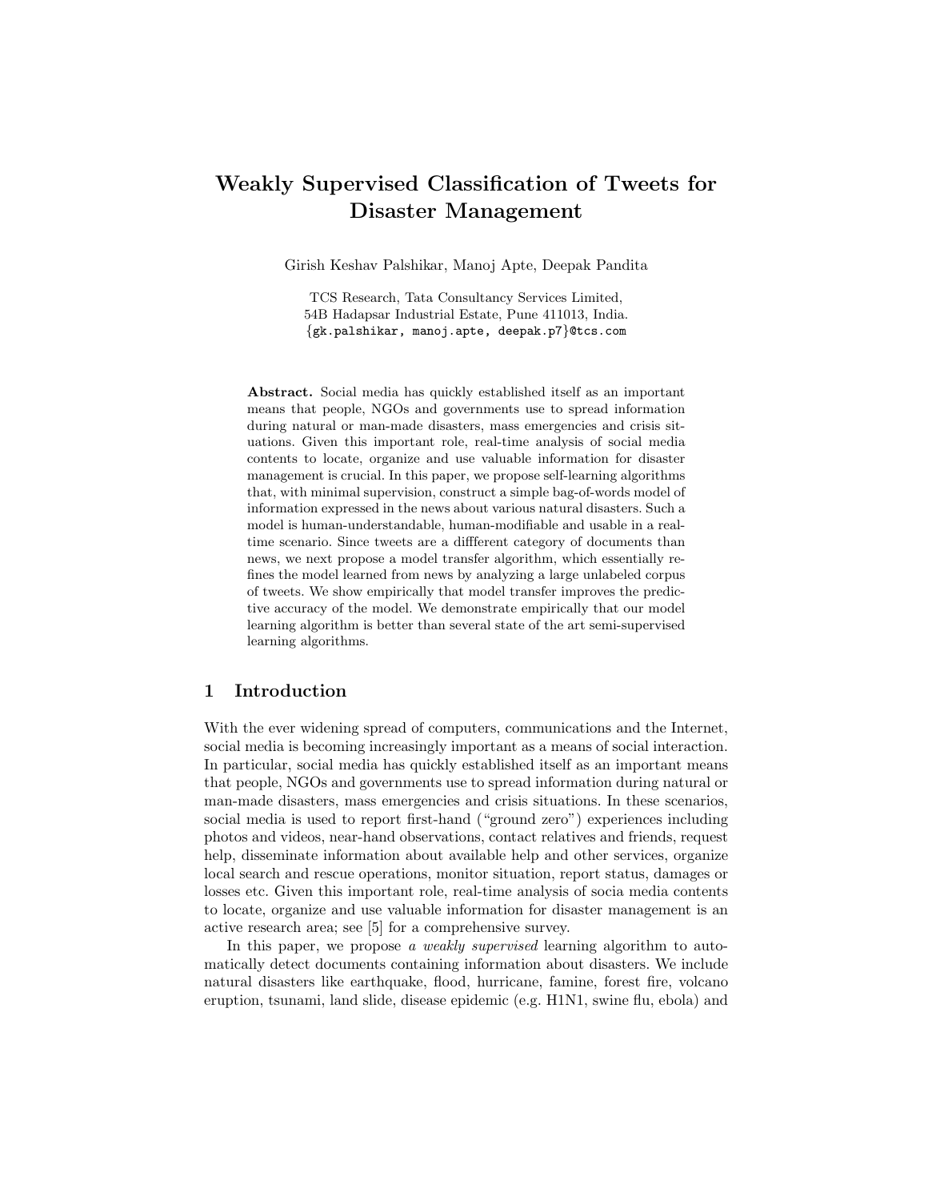# Weakly Supervised Classification of Tweets for Disaster Management

Girish Keshav Palshikar, Manoj Apte, Deepak Pandita

TCS Research, Tata Consultancy Services Limited,
54B Hadapsar Industrial Estate, Pune 411013, India.
{gk.palshikar, manoj.apte, deepak.p7}@tcs.com

**Abstract.** Social media has quickly established itself as an important means that people, NGOs and governments use to spread information during natural or man-made disasters, mass emergencies and crisis situations. Given this important role, real-time analysis of social media contents to locate, organize and use valuable information for disaster management is crucial. In this paper, we propose self-learning algorithms that, with minimal supervision, construct a simple bag-of-words model of information expressed in the news about various natural disasters. Such a model is human-understandable, human-modifiable and usable in a real-time scenario. Since tweets are a diffferent category of documents than news, we next propose a model transfer algorithm, which essentially refines the model learned from news by analyzing a large unlabeled corpus of tweets. We show empirically that model transfer improves the predictive accuracy of the model. We demonstrate empirically that our model learning algorithm is better than several state of the art semi-supervised learning algorithms.

## 1 Introduction

With the ever widening spread of computers, communications and the Internet, social media is becoming increasingly important as a means of social interaction. In particular, social media has quickly established itself as an important means that people, NGOs and governments use to spread information during natural or man-made disasters, mass emergencies and crisis situations. In these scenarios, social media is used to report first-hand ("ground zero") experiences including photos and videos, near-hand observations, contact relatives and friends, request help, disseminate information about available help and other services, organize local search and rescue operations, monitor situation, report status, damages or losses etc. Given this important role, real-time analysis of socia media contents to locate, organize and use valuable information for disaster management is an active research area; see [5] for a comprehensive survey.

In this paper, we propose *a weakly supervised* learning algorithm to automatically detect documents containing information about disasters. We include natural disasters like earthquake, flood, hurricane, famine, forest fire, volcano eruption, tsunami, land slide, disease epidemic (e.g. H1N1, swine flu, ebola) and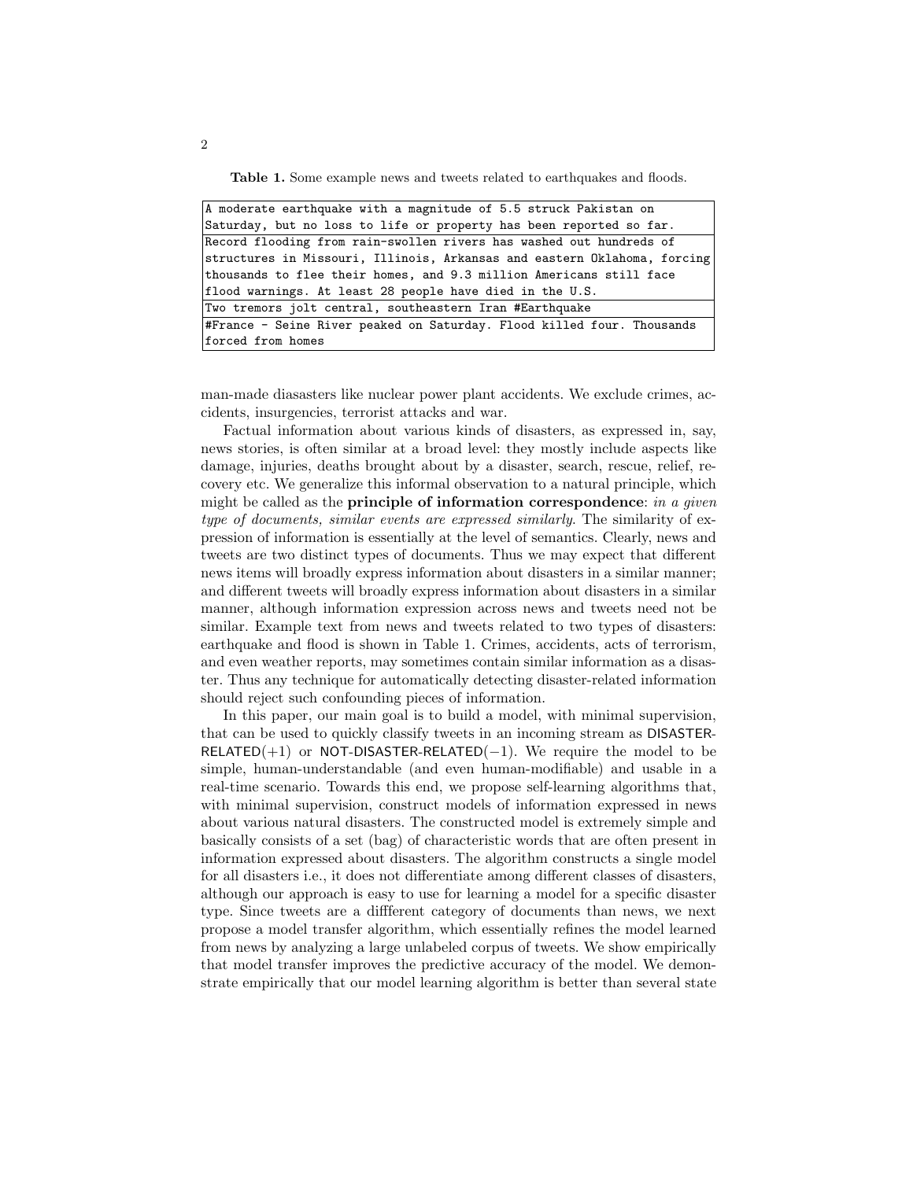**Table 1.** Some example news and tweets related to earthquakes and floods.

| |
|---|
| A moderate earthquake with a magnitude of 5.5 struck Pakistan on Saturday, but no loss to life or property has been reported so far. |
| Record flooding from rain-swollen rivers has washed out hundreds of structures in Missouri, Illinois, Arkansas and eastern Oklahoma, forcing thousands to flee their homes, and 9.3 million Americans still face flood warnings. At least 28 people have died in the U.S. |
| Two tremors jolt central, southeastern Iran #Earthquake |
| #France - Seine River peaked on Saturday. Flood killed four. Thousands forced from homes |

man-made diasasters like nuclear power plant accidents. We exclude crimes, accidents, insurgencies, terrorist attacks and war.

Factual information about various kinds of disasters, as expressed in, say, news stories, is often similar at a broad level: they mostly include aspects like damage, injuries, deaths brought about by a disaster, search, rescue, relief, recovery etc. We generalize this informal observation to a natural principle, which might be called as the **principle of information correspondence**: *in a given type of documents, similar events are expressed similarly.* The similarity of expression of information is essentially at the level of semantics. Clearly, news and tweets are two distinct types of documents. Thus we may expect that different news items will broadly express information about disasters in a similar manner; and different tweets will broadly express information about disasters in a similar manner, although information expression across news and tweets need not be similar. Example text from news and tweets related to two types of disasters: earthquake and flood is shown in Table 1. Crimes, accidents, acts of terrorism, and even weather reports, may sometimes contain similar information as a disaster. Thus any technique for automatically detecting disaster-related information should reject such confounding pieces of information.

In this paper, our main goal is to build a model, with minimal supervision, that can be used to quickly classify tweets in an incoming stream as DISASTER-RELATED$(+1)$ or NOT-DISASTER-RELATED$(-1)$. We require the model to be simple, human-understandable (and even human-modifiable) and usable in a real-time scenario. Towards this end, we propose self-learning algorithms that, with minimal supervision, construct models of information expressed in news about various natural disasters. The constructed model is extremely simple and basically consists of a set (bag) of characteristic words that are often present in information expressed about disasters. The algorithm constructs a single model for all disasters i.e., it does not differentiate among different classes of disasters, although our approach is easy to use for learning a model for a specific disaster type. Since tweets are a diffferent category of documents than news, we next propose a model transfer algorithm, which essentially refines the model learned from news by analyzing a large unlabeled corpus of tweets. We show empirically that model transfer improves the predictive accuracy of the model. We demonstrate empirically that our model learning algorithm is better than several state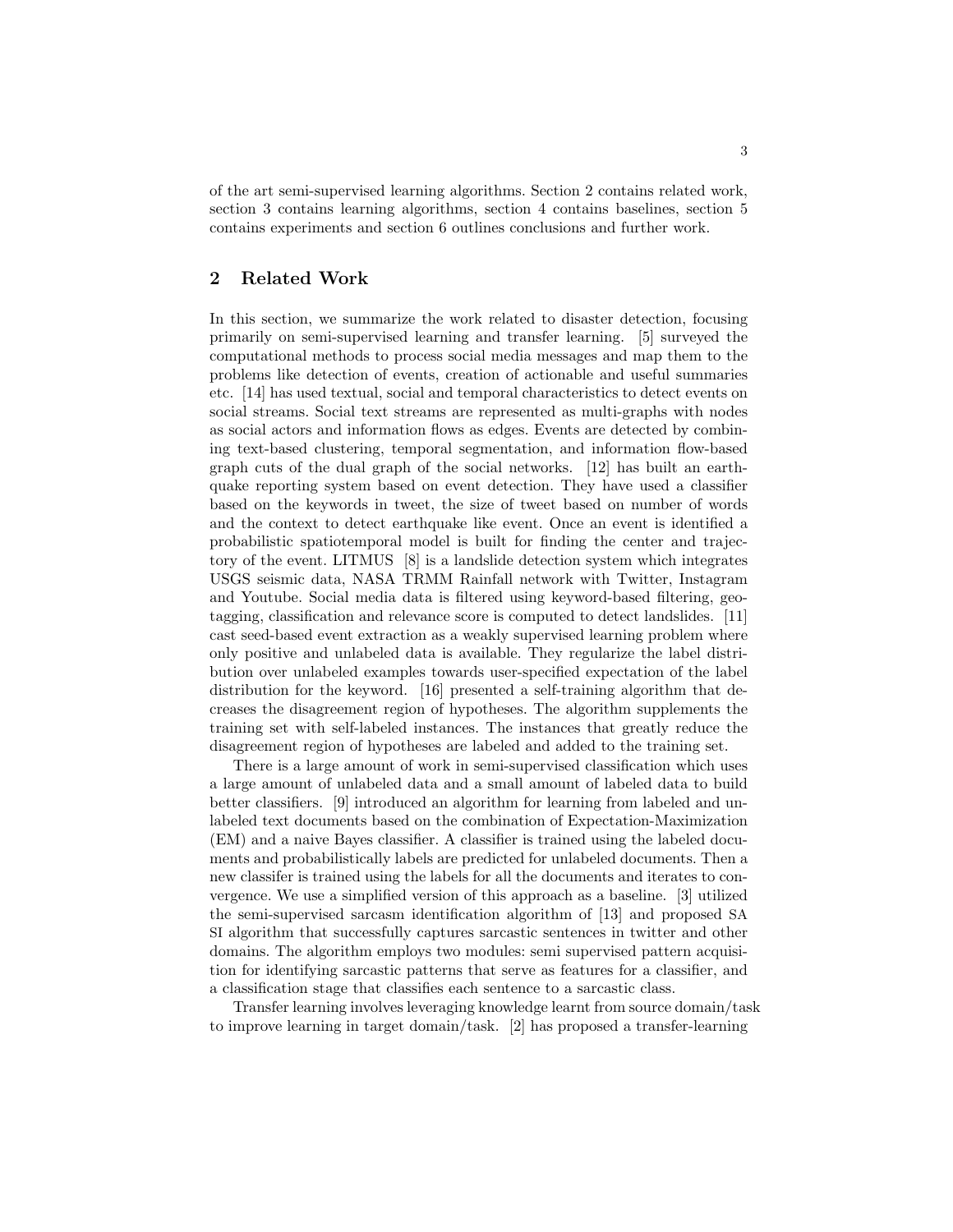of the art semi-supervised learning algorithms. Section 2 contains related work, section 3 contains learning algorithms, section 4 contains baselines, section 5 contains experiments and section 6 outlines conclusions and further work.

## 2 Related Work

In this section, we summarize the work related to disaster detection, focusing primarily on semi-supervised learning and transfer learning. [5] surveyed the computational methods to process social media messages and map them to the problems like detection of events, creation of actionable and useful summaries etc. [14] has used textual, social and temporal characteristics to detect events on social streams. Social text streams are represented as multi-graphs with nodes as social actors and information flows as edges. Events are detected by combining text-based clustering, temporal segmentation, and information flow-based graph cuts of the dual graph of the social networks. [12] has built an earthquake reporting system based on event detection. They have used a classifier based on the keywords in tweet, the size of tweet based on number of words and the context to detect earthquake like event. Once an event is identified a probabilistic spatiotemporal model is built for finding the center and trajectory of the event. LITMUS [8] is a landslide detection system which integrates USGS seismic data, NASA TRMM Rainfall network with Twitter, Instagram and Youtube. Social media data is filtered using keyword-based filtering, geotagging, classification and relevance score is computed to detect landslides. [11] cast seed-based event extraction as a weakly supervised learning problem where only positive and unlabeled data is available. They regularize the label distribution over unlabeled examples towards user-specified expectation of the label distribution for the keyword. [16] presented a self-training algorithm that decreases the disagreement region of hypotheses. The algorithm supplements the training set with self-labeled instances. The instances that greatly reduce the disagreement region of hypotheses are labeled and added to the training set.

There is a large amount of work in semi-supervised classification which uses a large amount of unlabeled data and a small amount of labeled data to build better classifiers. [9] introduced an algorithm for learning from labeled and unlabeled text documents based on the combination of Expectation-Maximization (EM) and a naive Bayes classifier. A classifier is trained using the labeled documents and probabilistically labels are predicted for unlabeled documents. Then a new classifer is trained using the labels for all the documents and iterates to convergence. We use a simplified version of this approach as a baseline. [3] utilized the semi-supervised sarcasm identification algorithm of [13] and proposed SA SI algorithm that successfully captures sarcastic sentences in twitter and other domains. The algorithm employs two modules: semi supervised pattern acquisition for identifying sarcastic patterns that serve as features for a classifier, and a classification stage that classifies each sentence to a sarcastic class.

Transfer learning involves leveraging knowledge learnt from source domain/task to improve learning in target domain/task. [2] has proposed a transfer-learning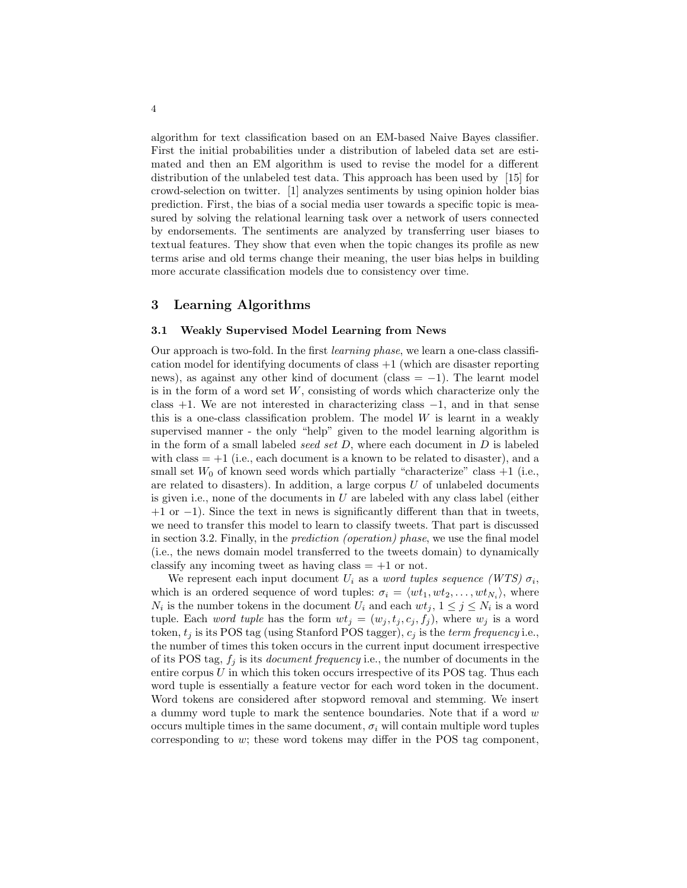algorithm for text classification based on an EM-based Naive Bayes classifier. First the initial probabilities under a distribution of labeled data set are estimated and then an EM algorithm is used to revise the model for a different distribution of the unlabeled test data. This approach has been used by [15] for crowd-selection on twitter. [1] analyzes sentiments by using opinion holder bias prediction. First, the bias of a social media user towards a specific topic is measured by solving the relational learning task over a network of users connected by endorsements. The sentiments are analyzed by transferring user biases to textual features. They show that even when the topic changes its profile as new terms arise and old terms change their meaning, the user bias helps in building more accurate classification models due to consistency over time.

## 3 Learning Algorithms

### 3.1 Weakly Supervised Model Learning from News

Our approach is two-fold. In the first *learning phase*, we learn a one-class classification model for identifying documents of class $+1$ (which are disaster reporting news), as against any other kind of document (class $= -1$). The learnt model is in the form of a word set $W$, consisting of words which characterize only the class $+1$. We are not interested in characterizing class $-1$, and in that sense this is a one-class classification problem. The model $W$ is learnt in a weakly supervised manner - the only "help" given to the model learning algorithm is in the form of a small labeled *seed set* $D$, where each document in $D$ is labeled with class $= +1$ (i.e., each document is a known to be related to disaster), and a small set $W_0$ of known seed words which partially "characterize" class $+1$ (i.e., are related to disasters). In addition, a large corpus $U$ of unlabeled documents is given i.e., none of the documents in $U$ are labeled with any class label (either $+1$ or $-1$). Since the text in news is significantly different than that in tweets, we need to transfer this model to learn to classify tweets. That part is discussed in section 3.2. Finally, in the *prediction (operation) phase*, we use the final model (i.e., the news domain model transferred to the tweets domain) to dynamically classify any incoming tweet as having class $= +1$ or not.

We represent each input document $U_i$ as a *word tuples sequence (WTS)* $\sigma_i$, which is an ordered sequence of word tuples: $\sigma_i = \langle wt_1, wt_2, \ldots, wt_{N_i} \rangle$, where $N_i$ is the number tokens in the document $U_i$ and each $wt_j$, $1 \leq j \leq N_i$ is a word tuple. Each *word tuple* has the form $wt_j = (w_j, t_j, c_j, f_j)$, where $w_j$ is a word token, $t_j$ is its POS tag (using Stanford POS tagger), $c_j$ is the *term frequency* i.e., the number of times this token occurs in the current input document irrespective of its POS tag, $f_j$ is its *document frequency* i.e., the number of documents in the entire corpus $U$ in which this token occurs irrespective of its POS tag. Thus each word tuple is essentially a feature vector for each word token in the document. Word tokens are considered after stopword removal and stemming. We insert a dummy word tuple to mark the sentence boundaries. Note that if a word $w$ occurs multiple times in the same document, $\sigma_i$ will contain multiple word tuples corresponding to $w$; these word tokens may differ in the POS tag component,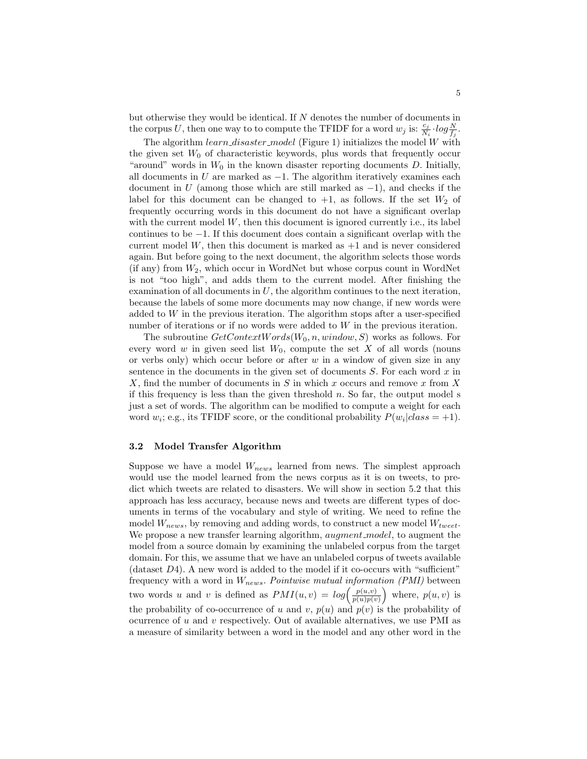but otherwise they would be identical. If $N$ denotes the number of documents in the corpus $U$, then one way to to compute the TFIDF for a word $w_j$ is: $\frac{c_j}{N_i} \cdot log \frac{N}{f_j}$.

The algorithm *learn_disaster_model* (Figure 1) initializes the model $W$ with the given set $W_0$ of characteristic keywords, plus words that frequently occur "around" words in $W_0$ in the known disaster reporting documents $D$. Initially, all documents in $U$ are marked as $-1$. The algorithm iteratively examines each document in $U$ (among those which are still marked as $-1$), and checks if the label for this document can be changed to $+1$, as follows. If the set $W_2$ of frequently occurring words in this document do not have a significant overlap with the current model $W$, then this document is ignored currently i.e., its label continues to be $-1$. If this document does contain a significant overlap with the current model $W$, then this document is marked as $+1$ and is never considered again. But before going to the next document, the algorithm selects those words (if any) from $W_2$, which occur in WordNet but whose corpus count in WordNet is not "too high", and adds them to the current model. After finishing the examination of all documents in $U$, the algorithm continues to the next iteration, because the labels of some more documents may now change, if new words were added to $W$ in the previous iteration. The algorithm stops after a user-specified number of iterations or if no words were added to $W$ in the previous iteration.

The subroutine $GetContextWords(W_0, n, window, S)$ works as follows. For every word $w$ in given seed list $W_0$, compute the set $X$ of all words (nouns or verbs only) which occur before or after $w$ in a window of given size in any sentence in the documents in the given set of documents $S$. For each word $x$ in $X$, find the number of documents in $S$ in which $x$ occurs and remove $x$ from $X$ if this frequency is less than the given threshold $n$. So far, the output model s just a set of words. The algorithm can be modified to compute a weight for each word $w_i$; e.g., its TFIDF score, or the conditional probability $P(w_i|class = +1)$.

### 3.2 Model Transfer Algorithm

Suppose we have a model $W_{news}$ learned from news. The simplest approach would use the model learned from the news corpus as it is on tweets, to predict which tweets are related to disasters. We will show in section 5.2 that this approach has less accuracy, because news and tweets are different types of documents in terms of the vocabulary and style of writing. We need to refine the model $W_{news}$, by removing and adding words, to construct a new model $W_{tweet}$. We propose a new transfer learning algorithm, *augment_model*, to augment the model from a source domain by examining the unlabeled corpus from the target domain. For this, we assume that we have an unlabeled corpus of tweets available (dataset $D4$). A new word is added to the model if it co-occurs with "sufficient" frequency with a word in $W_{news}$. *Pointwise mutual information (PMI)* between two words $u$ and $v$ is defined as $PMI(u, v) = log\left(\frac{p(u,v)}{p(u)p(v)}\right)$ where, $p(u, v)$ is the probability of co-occurrence of $u$ and $v$, $p(u)$ and $p(v)$ is the probability of ocurrence of $u$ and $v$ respectively. Out of available alternatives, we use PMI as a measure of similarity between a word in the model and any other word in the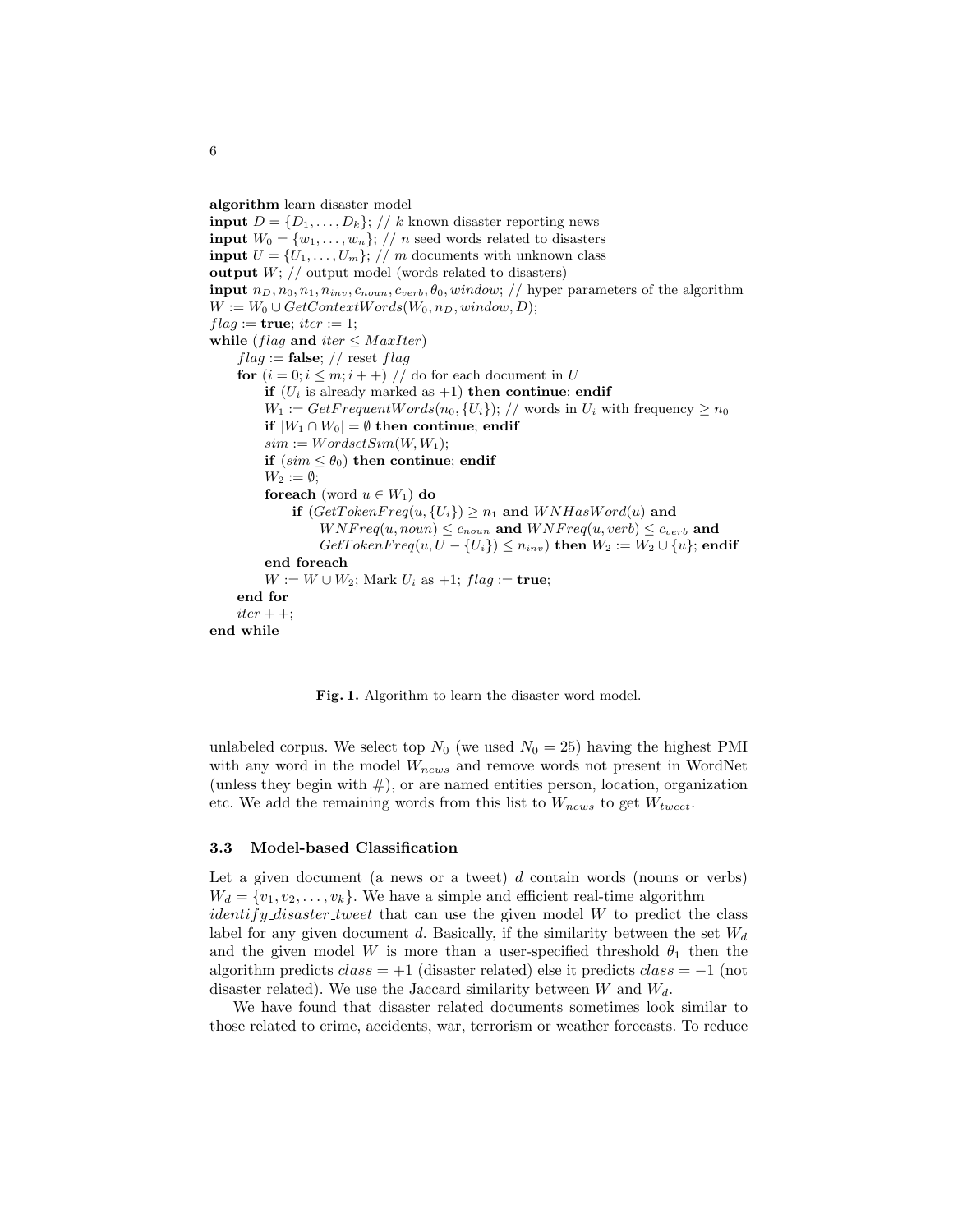```
algorithm learn_disaster_model
input D = {D_1, ..., D_k}; // k known disaster reporting news
input W_0 = {w_1, ..., w_n}; // n seed words related to disasters
input U = {U_1, ..., U_m}; // m documents with unknown class
output W; // output model (words related to disasters)
input n_D, n_0, n_1, n_inv, c_noun, c_verb, θ_0, window; // hyper parameters of the algorithm
W := W_0 ∪ GetContextWords(W_0, n_D, window, D);
flag := true; iter := 1;
while (flag and iter ≤ MaxIter)
    flag := false; // reset flag
    for (i = 0; i ≤ m; i++) // do for each document in U
        if (U_i is already marked as +1) then continue; endif
        W_1 := GetFrequentWords(n_0, {U_i}); // words in U_i with frequency ≥ n_0
        if |W_1 ∩ W_0| = ∅ then continue; endif
        sim := WordsetSim(W, W_1);
        if (sim ≤ θ_0) then continue; endif
        W_2 := ∅;
        foreach (word u ∈ W_1) do
            if (GetTokenFreq(u, {U_i}) ≥ n_1 and WNHasWord(u) and
                WNFreq(u, noun) ≤ c_noun and WNFreq(u, verb) ≤ c_verb and
                GetTokenFreq(u, U − {U_i}) ≤ n_inv) then W_2 := W_2 ∪ {u}; endif
        end foreach
        W := W ∪ W_2; Mark U_i as +1; flag := true;
    end for
    iter++;
end while
```

**Fig. 1.** Algorithm to learn the disaster word model.

unlabeled corpus. We select top $N_0$ (we used $N_0 = 25$) having the highest PMI with any word in the model $W_{news}$ and remove words not present in WordNet (unless they begin with #), or are named entities person, location, organization etc. We add the remaining words from this list to $W_{news}$ to get $W_{tweet}$.

### 3.3 Model-based Classification

Let a given document (a news or a tweet) $d$ contain words (nouns or verbs) $W_d = \{v_1, v_2, \ldots, v_k\}$. We have a simple and efficient real-time algorithm *identify_disaster_tweet* that can use the given model $W$ to predict the class label for any given document $d$. Basically, if the similarity between the set $W_d$ and the given model $W$ is more than a user-specified threshold $\theta_1$ then the algorithm predicts $class = +1$ (disaster related) else it predicts $class = -1$ (not disaster related). We use the Jaccard similarity between $W$ and $W_d$.

We have found that disaster related documents sometimes look similar to those related to crime, accidents, war, terrorism or weather forecasts. To reduce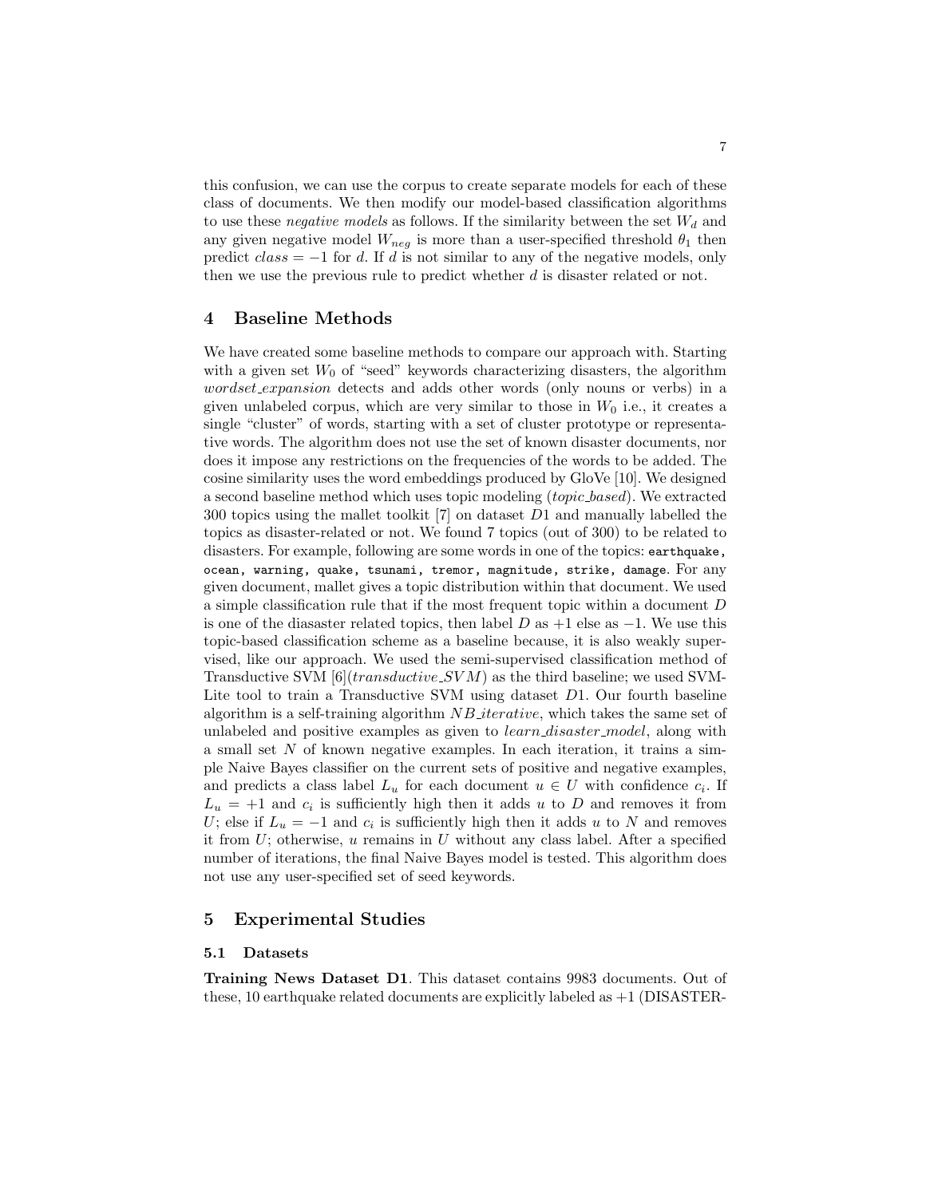this confusion, we can use the corpus to create separate models for each of these class of documents. We then modify our model-based classification algorithms to use these *negative models* as follows. If the similarity between the set $W_d$ and any given negative model $W_{neg}$ is more than a user-specified threshold $\theta_1$ then predict $class = -1$ for $d$. If $d$ is not similar to any of the negative models, only then we use the previous rule to predict whether $d$ is disaster related or not.

## 4 Baseline Methods

We have created some baseline methods to compare our approach with. Starting with a given set $W_0$ of "seed" keywords characterizing disasters, the algorithm *wordset_expansion* detects and adds other words (only nouns or verbs) in a given unlabeled corpus, which are very similar to those in $W_0$ i.e., it creates a single "cluster" of words, starting with a set of cluster prototype or representative words. The algorithm does not use the set of known disaster documents, nor does it impose any restrictions on the frequencies of the words to be added. The cosine similarity uses the word embeddings produced by GloVe [10]. We designed a second baseline method which uses topic modeling (*topic_based*). We extracted 300 topics using the mallet toolkit [7] on dataset $D1$ and manually labelled the topics as disaster-related or not. We found 7 topics (out of 300) to be related to disasters. For example, following are some words in one of the topics: `earthquake, ocean, warning, quake, tsunami, tremor, magnitude, strike, damage`. For any given document, mallet gives a topic distribution within that document. We used a simple classification rule that if the most frequent topic within a document $D$ is one of the diasaster related topics, then label $D$ as $+1$ else as $-1$. We use this topic-based classification scheme as a baseline because, it is also weakly supervised, like our approach. We used the semi-supervised classification method of Transductive SVM [6](*transductive_SVM*) as the third baseline; we used SVM-Lite tool to train a Transductive SVM using dataset $D1$. Our fourth baseline algorithm is a self-training algorithm *NB_iterative*, which takes the same set of unlabeled and positive examples as given to *learn_disaster_model*, along with a small set $N$ of known negative examples. In each iteration, it trains a simple Naive Bayes classifier on the current sets of positive and negative examples, and predicts a class label $L_u$ for each document $u \in U$ with confidence $c_i$. If $L_u = +1$ and $c_i$ is sufficiently high then it adds $u$ to $D$ and removes it from $U$; else if $L_u = -1$ and $c_i$ is sufficiently high then it adds $u$ to $N$ and removes it from $U$; otherwise, $u$ remains in $U$ without any class label. After a specified number of iterations, the final Naive Bayes model is tested. This algorithm does not use any user-specified set of seed keywords.

## 5 Experimental Studies

### 5.1 Datasets

**Training News Dataset D1**. This dataset contains 9983 documents. Out of these, 10 earthquake related documents are explicitly labeled as $+1$ (DISASTER-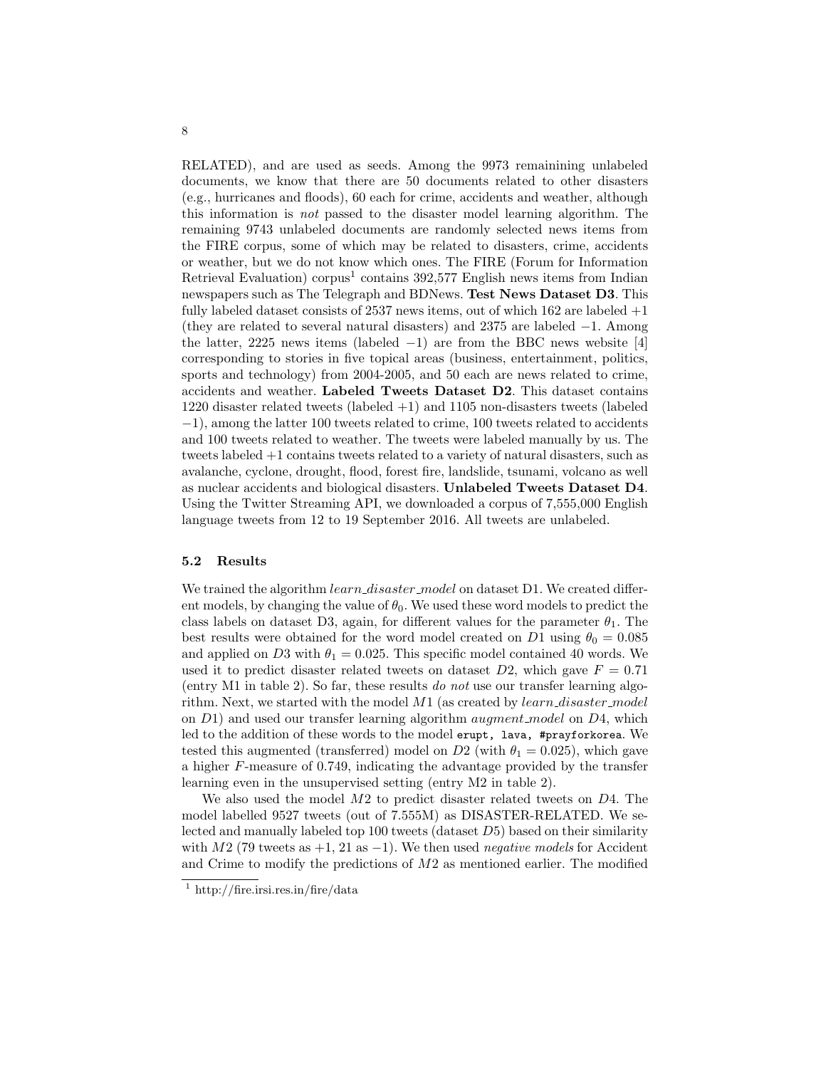RELATED), and are used as seeds. Among the 9973 remainining unlabeled documents, we know that there are 50 documents related to other disasters (e.g., hurricanes and floods), 60 each for crime, accidents and weather, although this information is *not* passed to the disaster model learning algorithm. The remaining 9743 unlabeled documents are randomly selected news items from the FIRE corpus, some of which may be related to disasters, crime, accidents or weather, but we do not know which ones. The FIRE (Forum for Information Retrieval Evaluation) corpus[1] contains 392,577 English news items from Indian newspapers such as The Telegraph and BDNews. **Test News Dataset D3**. This fully labeled dataset consists of 2537 news items, out of which 162 are labeled $+1$ (they are related to several natural disasters) and 2375 are labeled $-1$. Among the latter, 2225 news items (labeled $-1$) are from the BBC news website [4] corresponding to stories in five topical areas (business, entertainment, politics, sports and technology) from 2004-2005, and 50 each are news related to crime, accidents and weather. **Labeled Tweets Dataset D2**. This dataset contains 1220 disaster related tweets (labeled $+1$) and 1105 non-disasters tweets (labeled $-1$), among the latter 100 tweets related to crime, 100 tweets related to accidents and 100 tweets related to weather. The tweets were labeled manually by us. The tweets labeled $+1$ contains tweets related to a variety of natural disasters, such as avalanche, cyclone, drought, flood, forest fire, landslide, tsunami, volcano as well as nuclear accidents and biological disasters. **Unlabeled Tweets Dataset D4**. Using the Twitter Streaming API, we downloaded a corpus of 7,555,000 English language tweets from 12 to 19 September 2016. All tweets are unlabeled.

### 5.2 Results

We trained the algorithm *learn_disaster_model* on dataset D1. We created different models, by changing the value of $\theta_0$. We used these word models to predict the class labels on dataset D3, again, for different values for the parameter $\theta_1$. The best results were obtained for the word model created on $D1$ using $\theta_0 = 0.085$ and applied on $D3$ with $\theta_1 = 0.025$. This specific model contained 40 words. We used it to predict disaster related tweets on dataset $D2$, which gave $F = 0.71$ (entry M1 in table 2). So far, these results *do not* use our transfer learning algorithm. Next, we started with the model $M1$ (as created by *learn_disaster_model* on $D1$) and used our transfer learning algorithm *augment_model* on $D4$, which led to the addition of these words to the model `erupt, lava, #prayforkorea`. We tested this augmented (transferred) model on $D2$ (with $\theta_1 = 0.025$), which gave a higher $F$-measure of 0.749, indicating the advantage provided by the transfer learning even in the unsupervised setting (entry M2 in table 2).

We also used the model $M2$ to predict disaster related tweets on $D4$. The model labelled 9527 tweets (out of 7.555M) as DISASTER-RELATED. We selected and manually labeled top 100 tweets (dataset $D5$) based on their similarity with $M2$ (79 tweets as $+1$, 21 as $-1$). We then used *negative models* for Accident and Crime to modify the predictions of $M2$ as mentioned earlier. The modified

[1] http://fire.irsi.res.in/fire/data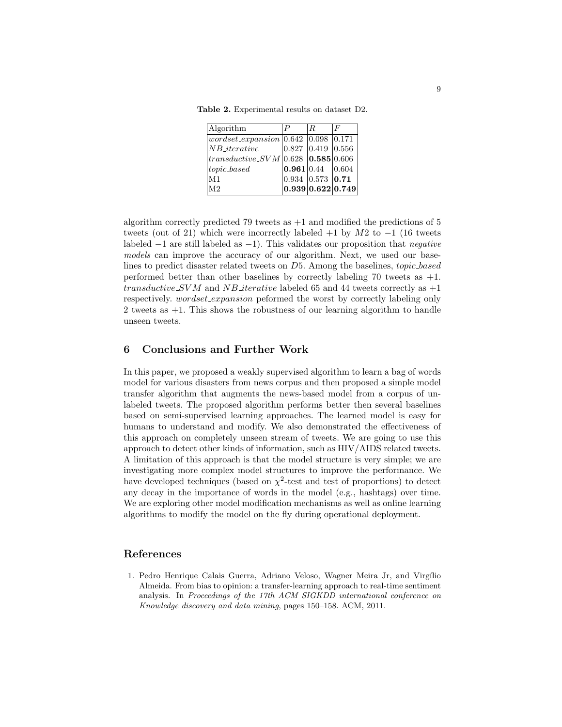**Table 2.** Experimental results on dataset D2.

| Algorithm | $P$ | $R$ | $F$ |
|---|---|---|---|
| *wordset_expansion* | 0.642 | 0.098 | 0.171 |
| *NB_iterative* | 0.827 | 0.419 | 0.556 |
| *transductive_SVM* | 0.628 | **0.585** | 0.606 |
| *topic_based* | **0.961** | 0.44 | 0.604 |
| M1 | 0.934 | 0.573 | **0.71** |
| M2 | **0.939** | **0.622** | **0.749** |

algorithm correctly predicted 79 tweets as +1 and modified the predictions of 5 tweets (out of 21) which were incorrectly labeled +1 by $M2$ to −1 (16 tweets labeled −1 are still labeled as −1). This validates our proposition that *negative models* can improve the accuracy of our algorithm. Next, we used our baselines to predict disaster related tweets on $D5$. Among the baselines, *topic_based* performed better than other baselines by correctly labeling 70 tweets as +1. *transductive_SVM* and *NB_iterative* labeled 65 and 44 tweets correctly as +1 respectively. *wordset_expansion* peformed the worst by correctly labeling only 2 tweets as +1. This shows the robustness of our learning algorithm to handle unseen tweets.

## 6 Conclusions and Further Work

In this paper, we proposed a weakly supervised algorithm to learn a bag of words model for various disasters from news corpus and then proposed a simple model transfer algorithm that augments the news-based model from a corpus of unlabeled tweets. The proposed algorithm performs better then several baselines based on semi-supervised learning approaches. The learned model is easy for humans to understand and modify. We also demonstrated the effectiveness of this approach on completely unseen stream of tweets. We are going to use this approach to detect other kinds of information, such as HIV/AIDS related tweets. A limitation of this approach is that the model structure is very simple; we are investigating more complex model structures to improve the performance. We have developed techniques (based on $\chi^2$-test and test of proportions) to detect any decay in the importance of words in the model (e.g., hashtags) over time. We are exploring other model modification mechanisms as well as online learning algorithms to modify the model on the fly during operational deployment.

## References

1. Pedro Henrique Calais Guerra, Adriano Veloso, Wagner Meira Jr, and Virgílio Almeida. From bias to opinion: a transfer-learning approach to real-time sentiment analysis. In *Proceedings of the 17th ACM SIGKDD international conference on Knowledge discovery and data mining*, pages 150–158. ACM, 2011.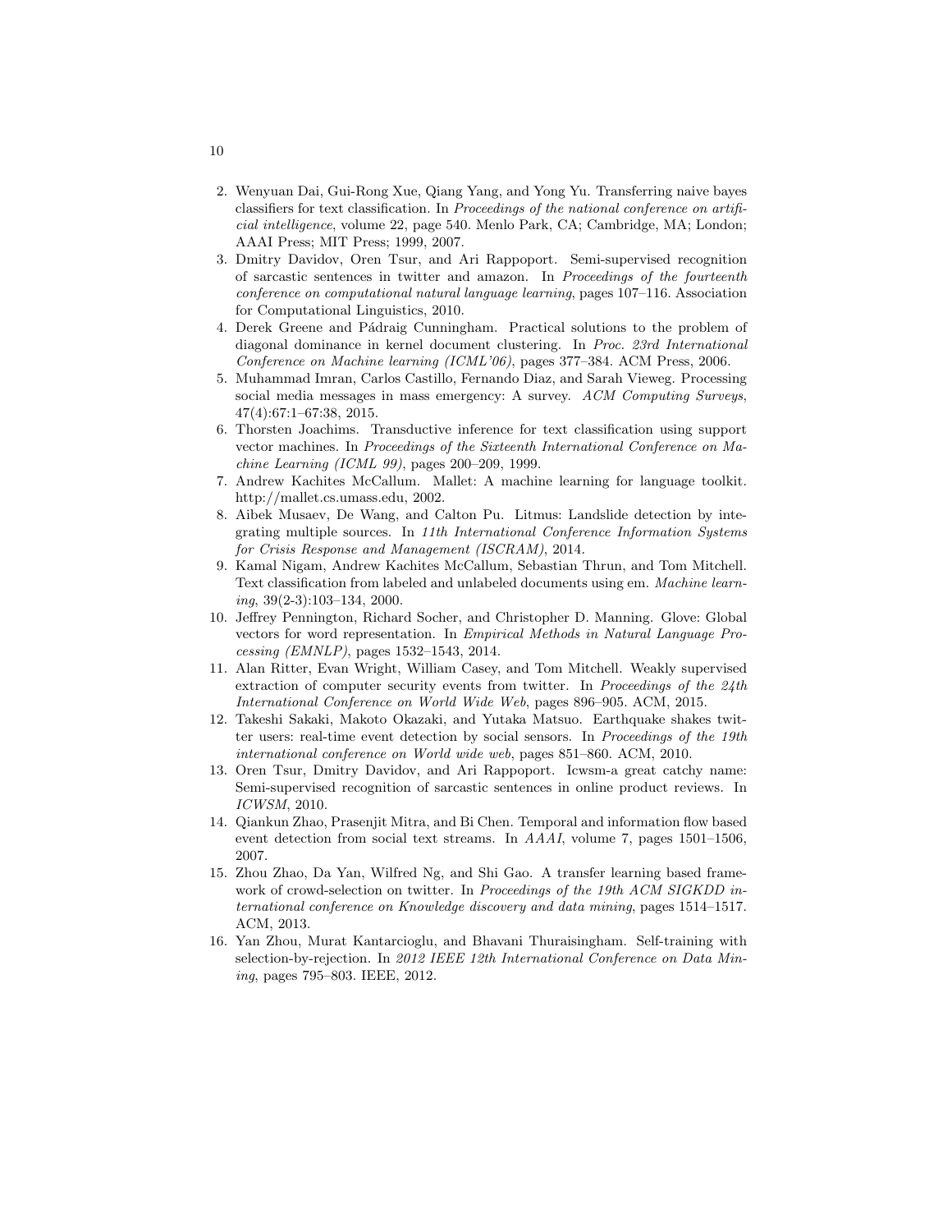2. Wenyuan Dai, Gui-Rong Xue, Qiang Yang, and Yong Yu. Transferring naive bayes classifiers for text classification. In *Proceedings of the national conference on artificial intelligence*, volume 22, page 540. Menlo Park, CA; Cambridge, MA; London; AAAI Press; MIT Press; 1999, 2007.
3. Dmitry Davidov, Oren Tsur, and Ari Rappoport. Semi-supervised recognition of sarcastic sentences in twitter and amazon. In *Proceedings of the fourteenth conference on computational natural language learning*, pages 107–116. Association for Computational Linguistics, 2010.
4. Derek Greene and Pádraig Cunningham. Practical solutions to the problem of diagonal dominance in kernel document clustering. In *Proc. 23rd International Conference on Machine learning (ICML'06)*, pages 377–384. ACM Press, 2006.
5. Muhammad Imran, Carlos Castillo, Fernando Diaz, and Sarah Vieweg. Processing social media messages in mass emergency: A survey. *ACM Computing Surveys*, 47(4):67:1–67:38, 2015.
6. Thorsten Joachims. Transductive inference for text classification using support vector machines. In *Proceedings of the Sixteenth International Conference on Machine Learning (ICML 99)*, pages 200–209, 1999.
7. Andrew Kachites McCallum. Mallet: A machine learning for language toolkit. http://mallet.cs.umass.edu, 2002.
8. Aibek Musaev, De Wang, and Calton Pu. Litmus: Landslide detection by integrating multiple sources. In *11th International Conference Information Systems for Crisis Response and Management (ISCRAM)*, 2014.
9. Kamal Nigam, Andrew Kachites McCallum, Sebastian Thrun, and Tom Mitchell. Text classification from labeled and unlabeled documents using em. *Machine learning*, 39(2-3):103–134, 2000.
10. Jeffrey Pennington, Richard Socher, and Christopher D. Manning. Glove: Global vectors for word representation. In *Empirical Methods in Natural Language Processing (EMNLP)*, pages 1532–1543, 2014.
11. Alan Ritter, Evan Wright, William Casey, and Tom Mitchell. Weakly supervised extraction of computer security events from twitter. In *Proceedings of the 24th International Conference on World Wide Web*, pages 896–905. ACM, 2015.
12. Takeshi Sakaki, Makoto Okazaki, and Yutaka Matsuo. Earthquake shakes twitter users: real-time event detection by social sensors. In *Proceedings of the 19th international conference on World wide web*, pages 851–860. ACM, 2010.
13. Oren Tsur, Dmitry Davidov, and Ari Rappoport. Icwsm-a great catchy name: Semi-supervised recognition of sarcastic sentences in online product reviews. In *ICWSM*, 2010.
14. Qiankun Zhao, Prasenjit Mitra, and Bi Chen. Temporal and information flow based event detection from social text streams. In *AAAI*, volume 7, pages 1501–1506, 2007.
15. Zhou Zhao, Da Yan, Wilfred Ng, and Shi Gao. A transfer learning based framework of crowd-selection on twitter. In *Proceedings of the 19th ACM SIGKDD international conference on Knowledge discovery and data mining*, pages 1514–1517. ACM, 2013.
16. Yan Zhou, Murat Kantarcioglu, and Bhavani Thuraisingham. Self-training with selection-by-rejection. In *2012 IEEE 12th International Conference on Data Mining*, pages 795–803. IEEE, 2012.